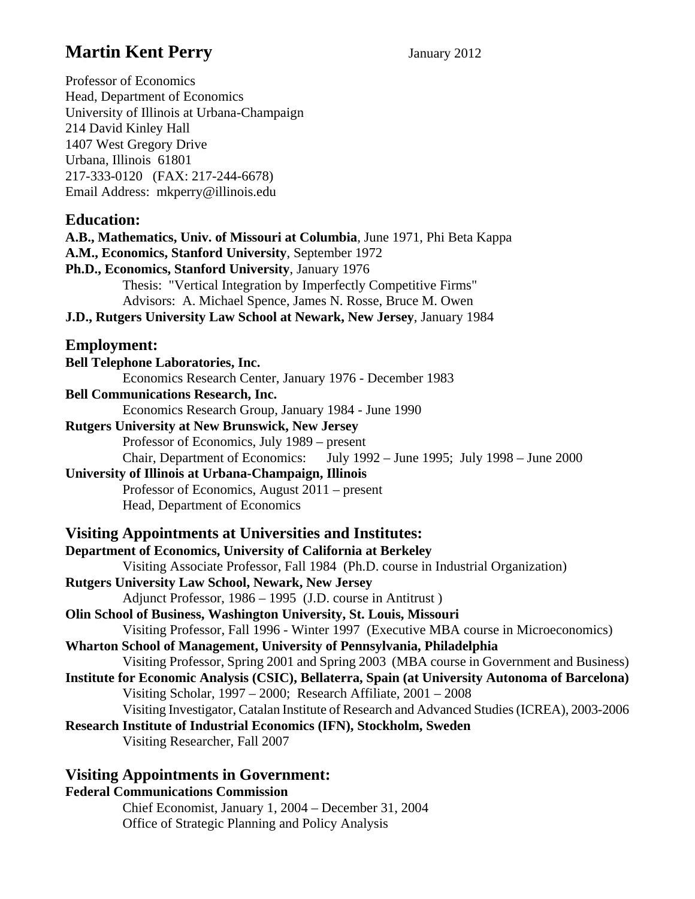# Martin Kent Perry

January 2012

Professor of Economics
Head, Department of Economics
University of Illinois at Urbana-Champaign
214 David Kinley Hall
1407 West Gregory Drive
Urbana, Illinois 61801
217-333-0120 (FAX: 217-244-6678)
Email Address: mkperry@illinois.edu

## Education:

**A.B., Mathematics, Univ. of Missouri at Columbia**, June 1971, Phi Beta Kappa
**A.M., Economics, Stanford University**, September 1972
**Ph.D., Economics, Stanford University**, January 1976
Thesis: "Vertical Integration by Imperfectly Competitive Firms"
Advisors: A. Michael Spence, James N. Rosse, Bruce M. Owen
**J.D., Rutgers University Law School at Newark, New Jersey**, January 1984

## Employment:

**Bell Telephone Laboratories, Inc.**
Economics Research Center, January 1976 - December 1983
**Bell Communications Research, Inc.**
Economics Research Group, January 1984 - June 1990
**Rutgers University at New Brunswick, New Jersey**
Professor of Economics, July 1989 – present
Chair, Department of Economics: July 1992 – June 1995; July 1998 – June 2000
**University of Illinois at Urbana-Champaign, Illinois**
Professor of Economics, August 2011 – present
Head, Department of Economics

## Visiting Appointments at Universities and Institutes:

**Department of Economics, University of California at Berkeley**
Visiting Associate Professor, Fall 1984 (Ph.D. course in Industrial Organization)
**Rutgers University Law School, Newark, New Jersey**
Adjunct Professor, 1986 – 1995 (J.D. course in Antitrust )
**Olin School of Business, Washington University, St. Louis, Missouri**
Visiting Professor, Fall 1996 - Winter 1997 (Executive MBA course in Microeconomics)
**Wharton School of Management, University of Pennsylvania, Philadelphia**
Visiting Professor, Spring 2001 and Spring 2003 (MBA course in Government and Business)
**Institute for Economic Analysis (CSIC), Bellaterra, Spain (at University Autonoma of Barcelona)**
Visiting Scholar, 1997 – 2000; Research Affiliate, 2001 – 2008
Visiting Investigator, Catalan Institute of Research and Advanced Studies (ICREA), 2003-2006
**Research Institute of Industrial Economics (IFN), Stockholm, Sweden**
Visiting Researcher, Fall 2007

## Visiting Appointments in Government:

**Federal Communications Commission**
Chief Economist, January 1, 2004 – December 31, 2004
Office of Strategic Planning and Policy Analysis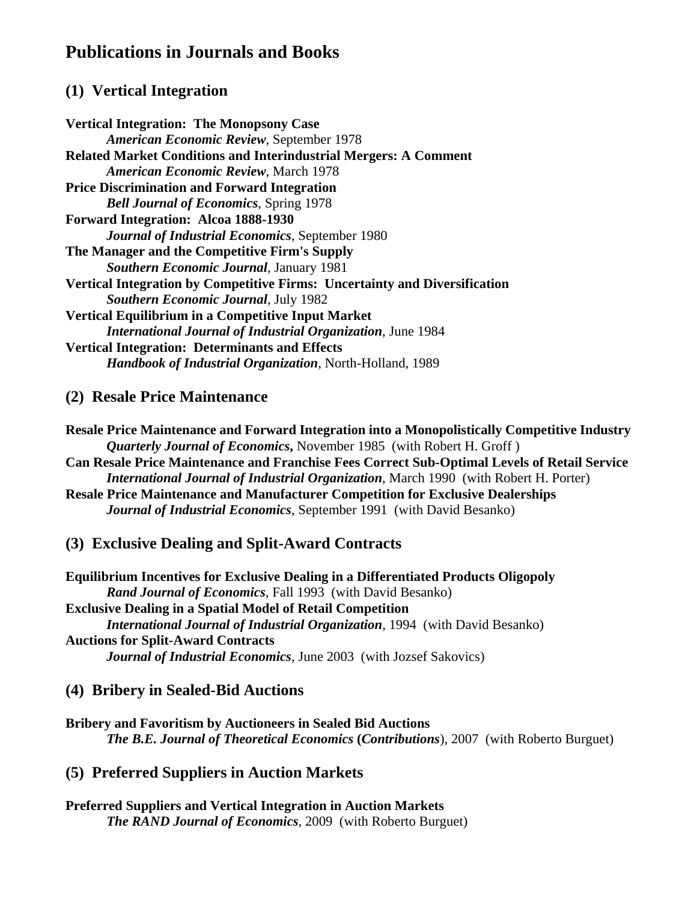# Publications in Journals and Books

## (1) Vertical Integration

**Vertical Integration: The Monopsony Case**
*American Economic Review*, September 1978

**Related Market Conditions and Interindustrial Mergers: A Comment**
*American Economic Review*, March 1978

**Price Discrimination and Forward Integration**
*Bell Journal of Economics*, Spring 1978

**Forward Integration: Alcoa 1888-1930**
*Journal of Industrial Economics*, September 1980

**The Manager and the Competitive Firm's Supply**
*Southern Economic Journal*, January 1981

**Vertical Integration by Competitive Firms: Uncertainty and Diversification**
*Southern Economic Journal*, July 1982

**Vertical Equilibrium in a Competitive Input Market**
*International Journal of Industrial Organization*, June 1984

**Vertical Integration: Determinants and Effects**
*Handbook of Industrial Organization*, North-Holland, 1989

## (2) Resale Price Maintenance

**Resale Price Maintenance and Forward Integration into a Monopolistically Competitive Industry**
*Quarterly Journal of Economics*, November 1985 (with Robert H. Groff )

**Can Resale Price Maintenance and Franchise Fees Correct Sub-Optimal Levels of Retail Service**
*International Journal of Industrial Organization*, March 1990 (with Robert H. Porter)

**Resale Price Maintenance and Manufacturer Competition for Exclusive Dealerships**
*Journal of Industrial Economics*, September 1991 (with David Besanko)

## (3) Exclusive Dealing and Split-Award Contracts

**Equilibrium Incentives for Exclusive Dealing in a Differentiated Products Oligopoly**
*Rand Journal of Economics*, Fall 1993 (with David Besanko)

**Exclusive Dealing in a Spatial Model of Retail Competition**
*International Journal of Industrial Organization*, 1994 (with David Besanko)

**Auctions for Split-Award Contracts**
*Journal of Industrial Economics*, June 2003 (with Jozsef Sakovics)

## (4) Bribery in Sealed-Bid Auctions

**Bribery and Favoritism by Auctioneers in Sealed Bid Auctions**
*The B.E. Journal of Theoretical Economics* **(***Contributions*), 2007 (with Roberto Burguet)

## (5) Preferred Suppliers in Auction Markets

**Preferred Suppliers and Vertical Integration in Auction Markets**
*The RAND Journal of Economics*, 2009 (with Roberto Burguet)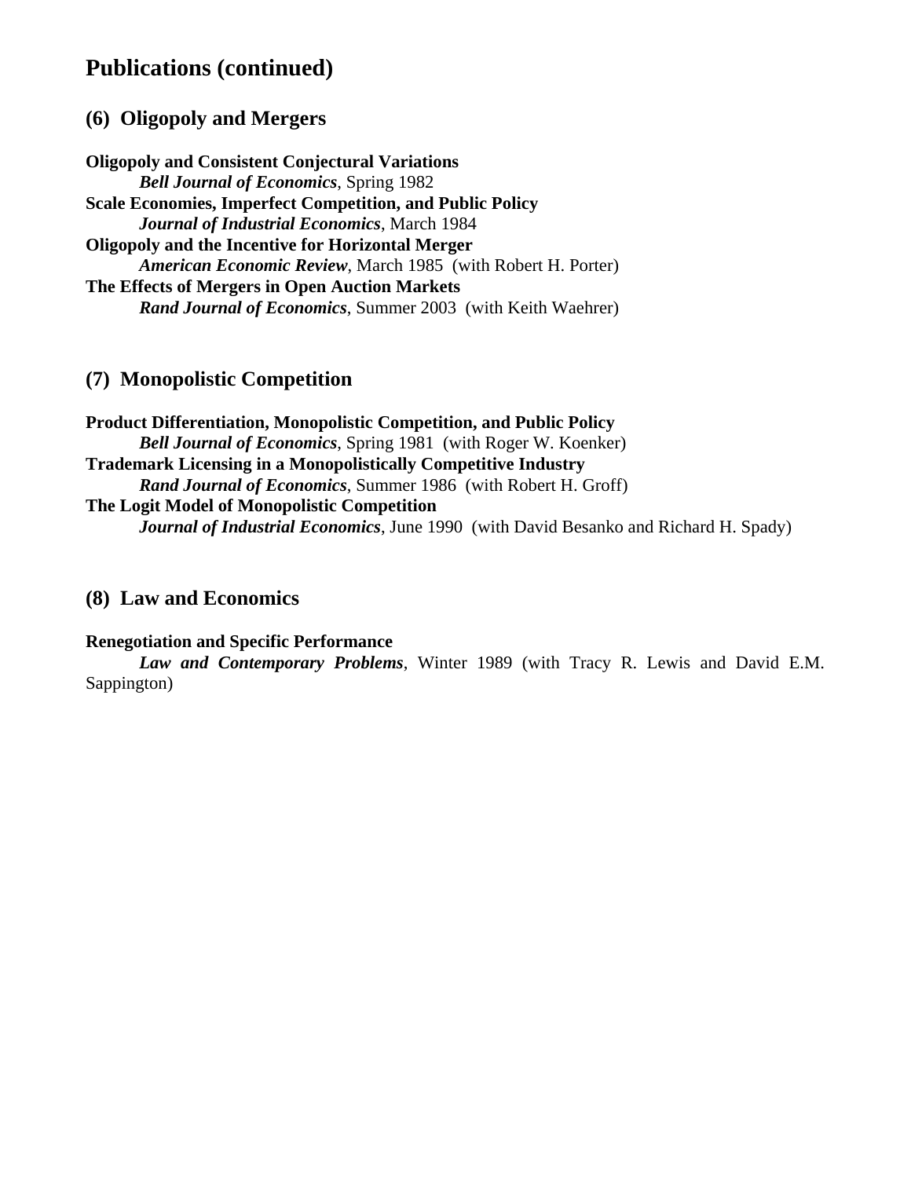## Publications (continued)

### (6) Oligopoly and Mergers

**Oligopoly and Consistent Conjectural Variations**
***Bell Journal of Economics***, Spring 1982

**Scale Economies, Imperfect Competition, and Public Policy**
***Journal of Industrial Economics***, March 1984

**Oligopoly and the Incentive for Horizontal Merger**
***American Economic Review***, March 1985 (with Robert H. Porter)

**The Effects of Mergers in Open Auction Markets**
***Rand Journal of Economics***, Summer 2003 (with Keith Waehrer)

### (7) Monopolistic Competition

**Product Differentiation, Monopolistic Competition, and Public Policy**
***Bell Journal of Economics***, Spring 1981 (with Roger W. Koenker)

**Trademark Licensing in a Monopolistically Competitive Industry**
***Rand Journal of Economics***, Summer 1986 (with Robert H. Groff)

**The Logit Model of Monopolistic Competition**
***Journal of Industrial Economics***, June 1990 (with David Besanko and Richard H. Spady)

### (8) Law and Economics

**Renegotiation and Specific Performance**
***Law and Contemporary Problems***, Winter 1989 (with Tracy R. Lewis and David E.M. Sappington)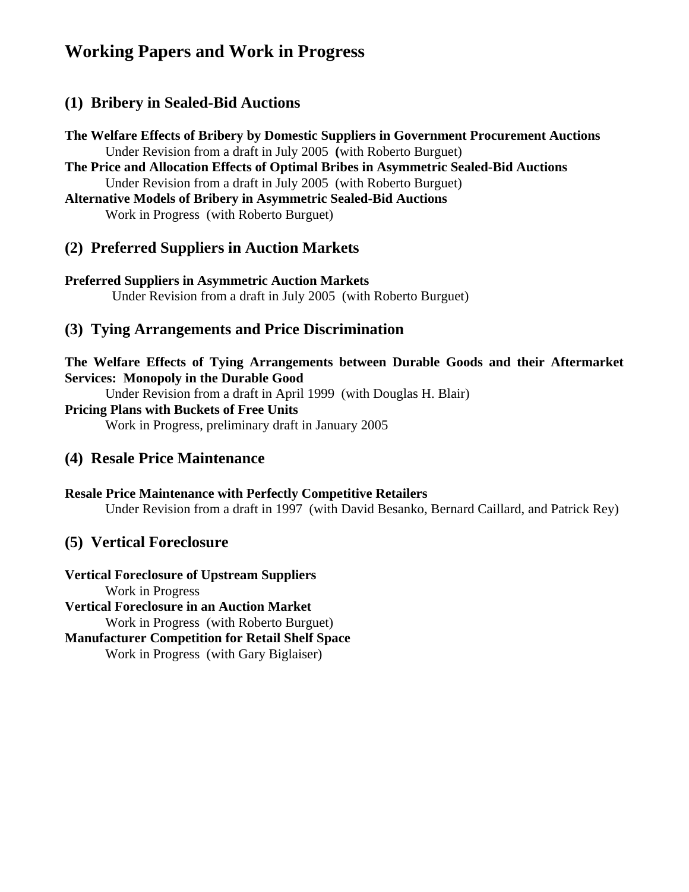# Working Papers and Work in Progress

## (1) Bribery in Sealed-Bid Auctions

**The Welfare Effects of Bribery by Domestic Suppliers in Government Procurement Auctions**
Under Revision from a draft in July 2005 (with Roberto Burguet)

**The Price and Allocation Effects of Optimal Bribes in Asymmetric Sealed-Bid Auctions**
Under Revision from a draft in July 2005 (with Roberto Burguet)

**Alternative Models of Bribery in Asymmetric Sealed-Bid Auctions**
Work in Progress (with Roberto Burguet)

## (2) Preferred Suppliers in Auction Markets

**Preferred Suppliers in Asymmetric Auction Markets**
Under Revision from a draft in July 2005 (with Roberto Burguet)

## (3) Tying Arrangements and Price Discrimination

**The Welfare Effects of Tying Arrangements between Durable Goods and their Aftermarket Services: Monopoly in the Durable Good**
Under Revision from a draft in April 1999 (with Douglas H. Blair)

**Pricing Plans with Buckets of Free Units**
Work in Progress, preliminary draft in January 2005

## (4) Resale Price Maintenance

**Resale Price Maintenance with Perfectly Competitive Retailers**
Under Revision from a draft in 1997 (with David Besanko, Bernard Caillard, and Patrick Rey)

## (5) Vertical Foreclosure

**Vertical Foreclosure of Upstream Suppliers**
Work in Progress

**Vertical Foreclosure in an Auction Market**
Work in Progress (with Roberto Burguet)

**Manufacturer Competition for Retail Shelf Space**
Work in Progress (with Gary Biglaiser)